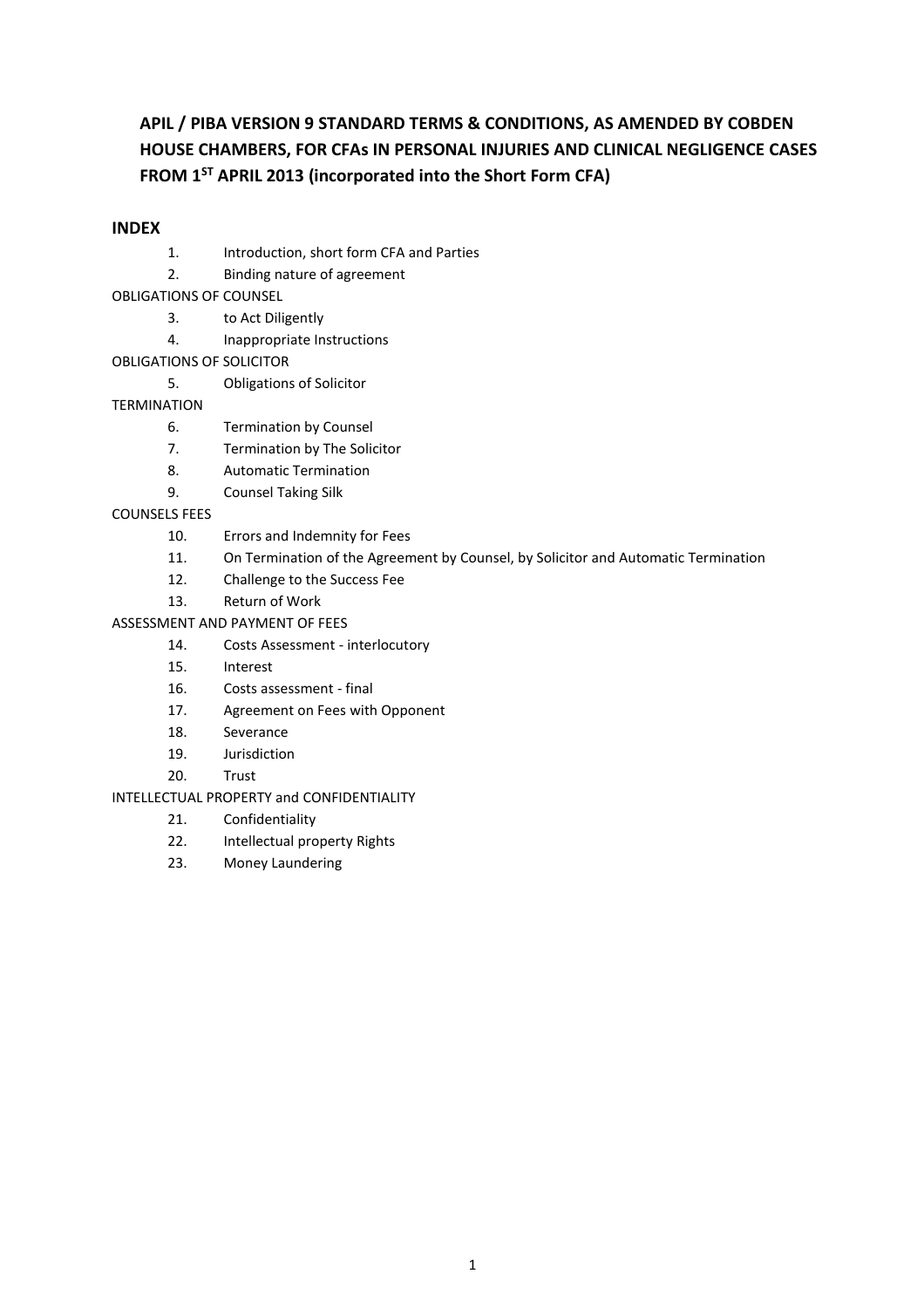# APIL / PIBA VERSION 9 STANDARD TERMS & CONDITIONS, AS AMENDED BY COBDEN HOUSE CHAMBERS, FOR CFAs IN PERSONAL INJURIES AND CLINICAL NEGLIGENCE CASES FROM 1ST APRIL 2013 (incorporated into the Short Form CFA)

## INDEX

1. Introduction, short form CFA and Parties
2. Binding nature of agreement

OBLIGATIONS OF COUNSEL

3. to Act Diligently
4. Inappropriate Instructions

OBLIGATIONS OF SOLICITOR

5. Obligations of Solicitor

TERMINATION

6. Termination by Counsel
7. Termination by The Solicitor
8. Automatic Termination
9. Counsel Taking Silk

COUNSELS FEES

10. Errors and Indemnity for Fees
11. On Termination of the Agreement by Counsel, by Solicitor and Automatic Termination
12. Challenge to the Success Fee
13. Return of Work

ASSESSMENT AND PAYMENT OF FEES

14. Costs Assessment - interlocutory
15. Interest
16. Costs assessment - final
17. Agreement on Fees with Opponent
18. Severance
19. Jurisdiction
20. Trust

INTELLECTUAL PROPERTY and CONFIDENTIALITY

21. Confidentiality
22. Intellectual property Rights
23. Money Laundering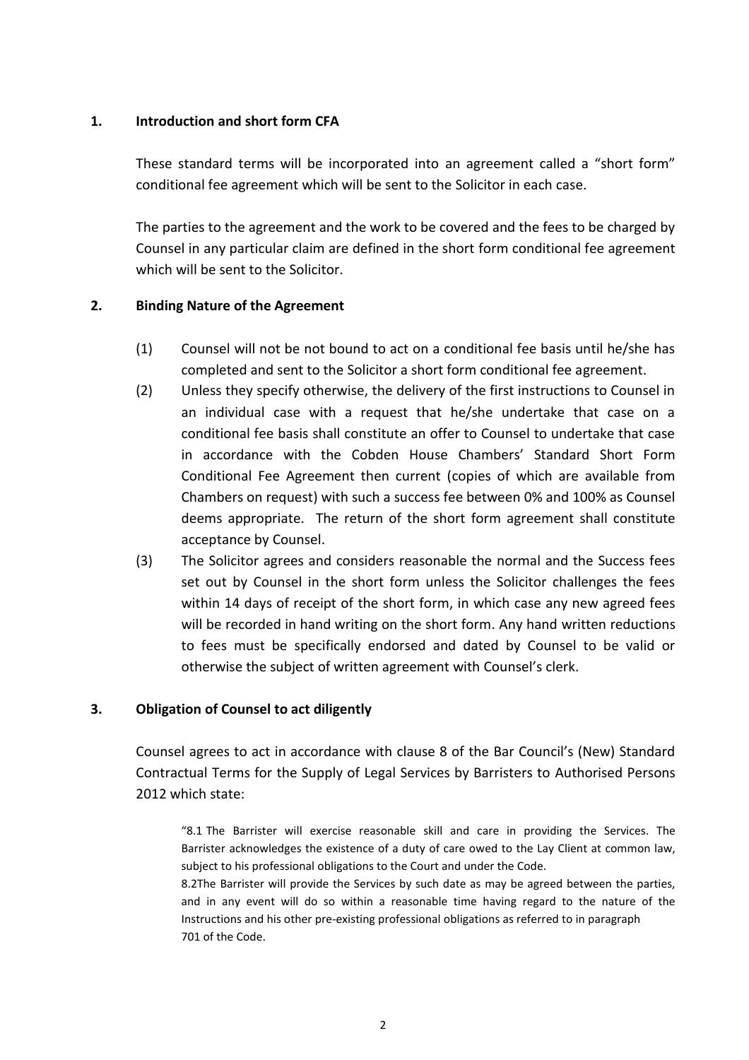## 1. Introduction and short form CFA

These standard terms will be incorporated into an agreement called a "short form" conditional fee agreement which will be sent to the Solicitor in each case.

The parties to the agreement and the work to be covered and the fees to be charged by Counsel in any particular claim are defined in the short form conditional fee agreement which will be sent to the Solicitor.

## 2. Binding Nature of the Agreement

(1) Counsel will not be not bound to act on a conditional fee basis until he/she has completed and sent to the Solicitor a short form conditional fee agreement.

(2) Unless they specify otherwise, the delivery of the first instructions to Counsel in an individual case with a request that he/she undertake that case on a conditional fee basis shall constitute an offer to Counsel to undertake that case in accordance with the Cobden House Chambers' Standard Short Form Conditional Fee Agreement then current (copies of which are available from Chambers on request) with such a success fee between 0% and 100% as Counsel deems appropriate. The return of the short form agreement shall constitute acceptance by Counsel.

(3) The Solicitor agrees and considers reasonable the normal and the Success fees set out by Counsel in the short form unless the Solicitor challenges the fees within 14 days of receipt of the short form, in which case any new agreed fees will be recorded in hand writing on the short form. Any hand written reductions to fees must be specifically endorsed and dated by Counsel to be valid or otherwise the subject of written agreement with Counsel's clerk.

## 3. Obligation of Counsel to act diligently

Counsel agrees to act in accordance with clause 8 of the Bar Council's (New) Standard Contractual Terms for the Supply of Legal Services by Barristers to Authorised Persons 2012 which state:

> "8.1 The Barrister will exercise reasonable skill and care in providing the Services. The Barrister acknowledges the existence of a duty of care owed to the Lay Client at common law, subject to his professional obligations to the Court and under the Code.
>
> 8.2The Barrister will provide the Services by such date as may be agreed between the parties, and in any event will do so within a reasonable time having regard to the nature of the Instructions and his other pre-existing professional obligations as referred to in paragraph 701 of the Code.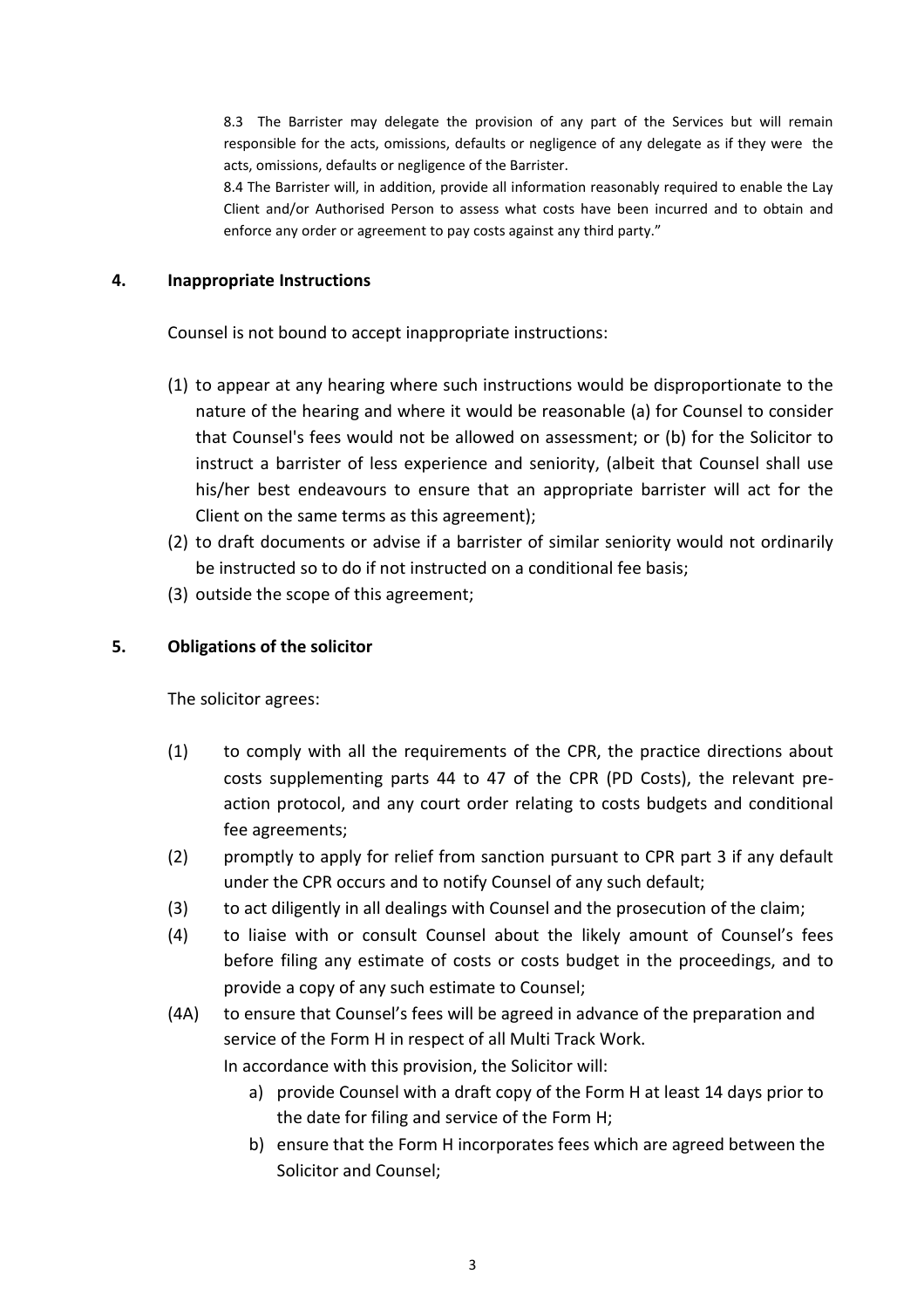8.3 The Barrister may delegate the provision of any part of the Services but will remain responsible for the acts, omissions, defaults or negligence of any delegate as if they were the acts, omissions, defaults or negligence of the Barrister.

8.4 The Barrister will, in addition, provide all information reasonably required to enable the Lay Client and/or Authorised Person to assess what costs have been incurred and to obtain and enforce any order or agreement to pay costs against any third party."

## 4. Inappropriate Instructions

Counsel is not bound to accept inappropriate instructions:

(1) to appear at any hearing where such instructions would be disproportionate to the nature of the hearing and where it would be reasonable (a) for Counsel to consider that Counsel's fees would not be allowed on assessment; or (b) for the Solicitor to instruct a barrister of less experience and seniority, (albeit that Counsel shall use his/her best endeavours to ensure that an appropriate barrister will act for the Client on the same terms as this agreement);

(2) to draft documents or advise if a barrister of similar seniority would not ordinarily be instructed so to do if not instructed on a conditional fee basis;

(3) outside the scope of this agreement;

## 5. Obligations of the solicitor

The solicitor agrees:

(1) to comply with all the requirements of the CPR, the practice directions about costs supplementing parts 44 to 47 of the CPR (PD Costs), the relevant pre-action protocol, and any court order relating to costs budgets and conditional fee agreements;

(2) promptly to apply for relief from sanction pursuant to CPR part 3 if any default under the CPR occurs and to notify Counsel of any such default;

(3) to act diligently in all dealings with Counsel and the prosecution of the claim;

(4) to liaise with or consult Counsel about the likely amount of Counsel's fees before filing any estimate of costs or costs budget in the proceedings, and to provide a copy of any such estimate to Counsel;

(4A) to ensure that Counsel's fees will be agreed in advance of the preparation and service of the Form H in respect of all Multi Track Work.

In accordance with this provision, the Solicitor will:

a) provide Counsel with a draft copy of the Form H at least 14 days prior to the date for filing and service of the Form H;

b) ensure that the Form H incorporates fees which are agreed between the Solicitor and Counsel;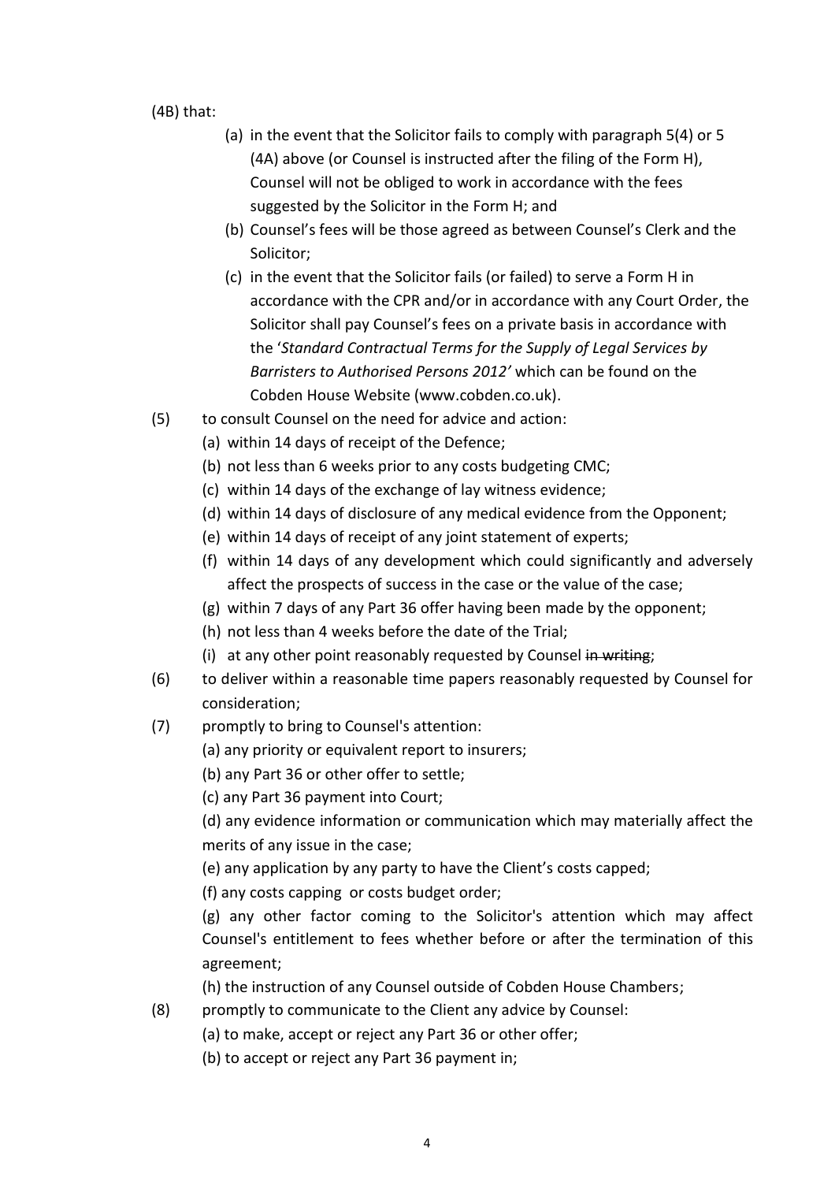(4B) that:

(a) in the event that the Solicitor fails to comply with paragraph 5(4) or 5 (4A) above (or Counsel is instructed after the filing of the Form H), Counsel will not be obliged to work in accordance with the fees suggested by the Solicitor in the Form H; and

(b) Counsel's fees will be those agreed as between Counsel's Clerk and the Solicitor;

(c) in the event that the Solicitor fails (or failed) to serve a Form H in accordance with the CPR and/or in accordance with any Court Order, the Solicitor shall pay Counsel's fees on a private basis in accordance with the '*Standard Contractual Terms for the Supply of Legal Services by Barristers to Authorised Persons 2012'* which can be found on the Cobden House Website (www.cobden.co.uk).

(5) to consult Counsel on the need for advice and action:

(a) within 14 days of receipt of the Defence;

(b) not less than 6 weeks prior to any costs budgeting CMC;

(c) within 14 days of the exchange of lay witness evidence;

(d) within 14 days of disclosure of any medical evidence from the Opponent;

(e) within 14 days of receipt of any joint statement of experts;

(f) within 14 days of any development which could significantly and adversely affect the prospects of success in the case or the value of the case;

(g) within 7 days of any Part 36 offer having been made by the opponent;

(h) not less than 4 weeks before the date of the Trial;

(i) at any other point reasonably requested by Counsel ~~in writing~~;

(6) to deliver within a reasonable time papers reasonably requested by Counsel for consideration;

(7) promptly to bring to Counsel's attention:

(a) any priority or equivalent report to insurers;

(b) any Part 36 or other offer to settle;

(c) any Part 36 payment into Court;

(d) any evidence information or communication which may materially affect the merits of any issue in the case;

(e) any application by any party to have the Client's costs capped;

(f) any costs capping or costs budget order;

(g) any other factor coming to the Solicitor's attention which may affect Counsel's entitlement to fees whether before or after the termination of this agreement;

(h) the instruction of any Counsel outside of Cobden House Chambers;

(8) promptly to communicate to the Client any advice by Counsel:

(a) to make, accept or reject any Part 36 or other offer;

(b) to accept or reject any Part 36 payment in;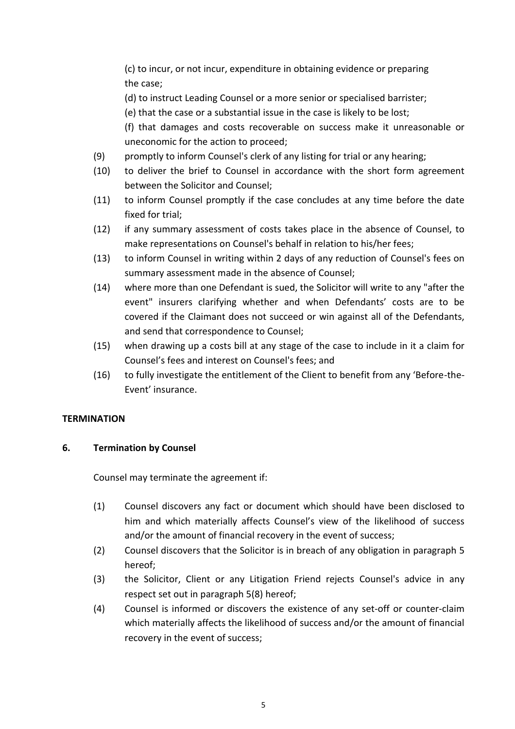(c) to incur, or not incur, expenditure in obtaining evidence or preparing the case;

(d) to instruct Leading Counsel or a more senior or specialised barrister;

(e) that the case or a substantial issue in the case is likely to be lost;

(f) that damages and costs recoverable on success make it unreasonable or uneconomic for the action to proceed;

(9) promptly to inform Counsel's clerk of any listing for trial or any hearing;

(10) to deliver the brief to Counsel in accordance with the short form agreement between the Solicitor and Counsel;

(11) to inform Counsel promptly if the case concludes at any time before the date fixed for trial;

(12) if any summary assessment of costs takes place in the absence of Counsel, to make representations on Counsel's behalf in relation to his/her fees;

(13) to inform Counsel in writing within 2 days of any reduction of Counsel's fees on summary assessment made in the absence of Counsel;

(14) where more than one Defendant is sued, the Solicitor will write to any "after the event" insurers clarifying whether and when Defendants' costs are to be covered if the Claimant does not succeed or win against all of the Defendants, and send that correspondence to Counsel;

(15) when drawing up a costs bill at any stage of the case to include in it a claim for Counsel's fees and interest on Counsel's fees; and

(16) to fully investigate the entitlement of the Client to benefit from any 'Before-the-Event' insurance.

**TERMINATION**

**6. Termination by Counsel**

Counsel may terminate the agreement if:

(1) Counsel discovers any fact or document which should have been disclosed to him and which materially affects Counsel's view of the likelihood of success and/or the amount of financial recovery in the event of success;

(2) Counsel discovers that the Solicitor is in breach of any obligation in paragraph 5 hereof;

(3) the Solicitor, Client or any Litigation Friend rejects Counsel's advice in any respect set out in paragraph 5(8) hereof;

(4) Counsel is informed or discovers the existence of any set-off or counter-claim which materially affects the likelihood of success and/or the amount of financial recovery in the event of success;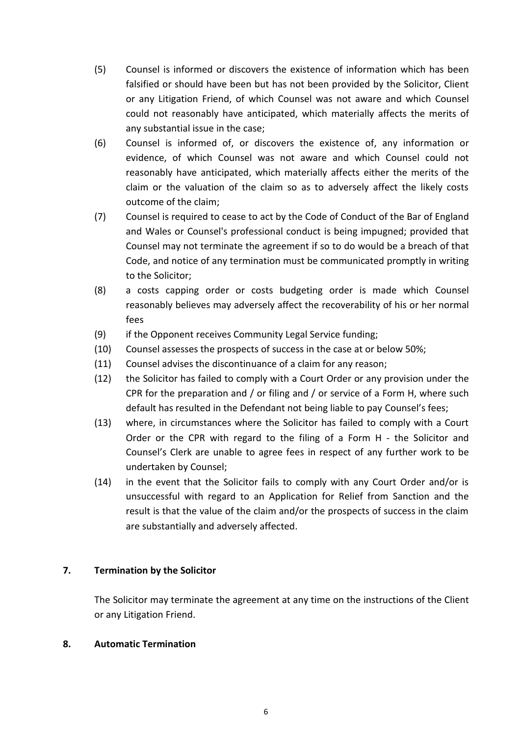(5) Counsel is informed or discovers the existence of information which has been falsified or should have been but has not been provided by the Solicitor, Client or any Litigation Friend, of which Counsel was not aware and which Counsel could not reasonably have anticipated, which materially affects the merits of any substantial issue in the case;

(6) Counsel is informed of, or discovers the existence of, any information or evidence, of which Counsel was not aware and which Counsel could not reasonably have anticipated, which materially affects either the merits of the claim or the valuation of the claim so as to adversely affect the likely costs outcome of the claim;

(7) Counsel is required to cease to act by the Code of Conduct of the Bar of England and Wales or Counsel's professional conduct is being impugned; provided that Counsel may not terminate the agreement if so to do would be a breach of that Code, and notice of any termination must be communicated promptly in writing to the Solicitor;

(8) a costs capping order or costs budgeting order is made which Counsel reasonably believes may adversely affect the recoverability of his or her normal fees

(9) if the Opponent receives Community Legal Service funding;

(10) Counsel assesses the prospects of success in the case at or below 50%;

(11) Counsel advises the discontinuance of a claim for any reason;

(12) the Solicitor has failed to comply with a Court Order or any provision under the CPR for the preparation and / or filing and / or service of a Form H, where such default has resulted in the Defendant not being liable to pay Counsel's fees;

(13) where, in circumstances where the Solicitor has failed to comply with a Court Order or the CPR with regard to the filing of a Form H - the Solicitor and Counsel's Clerk are unable to agree fees in respect of any further work to be undertaken by Counsel;

(14) in the event that the Solicitor fails to comply with any Court Order and/or is unsuccessful with regard to an Application for Relief from Sanction and the result is that the value of the claim and/or the prospects of success in the claim are substantially and adversely affected.

## 7. Termination by the Solicitor

The Solicitor may terminate the agreement at any time on the instructions of the Client or any Litigation Friend.

## 8. Automatic Termination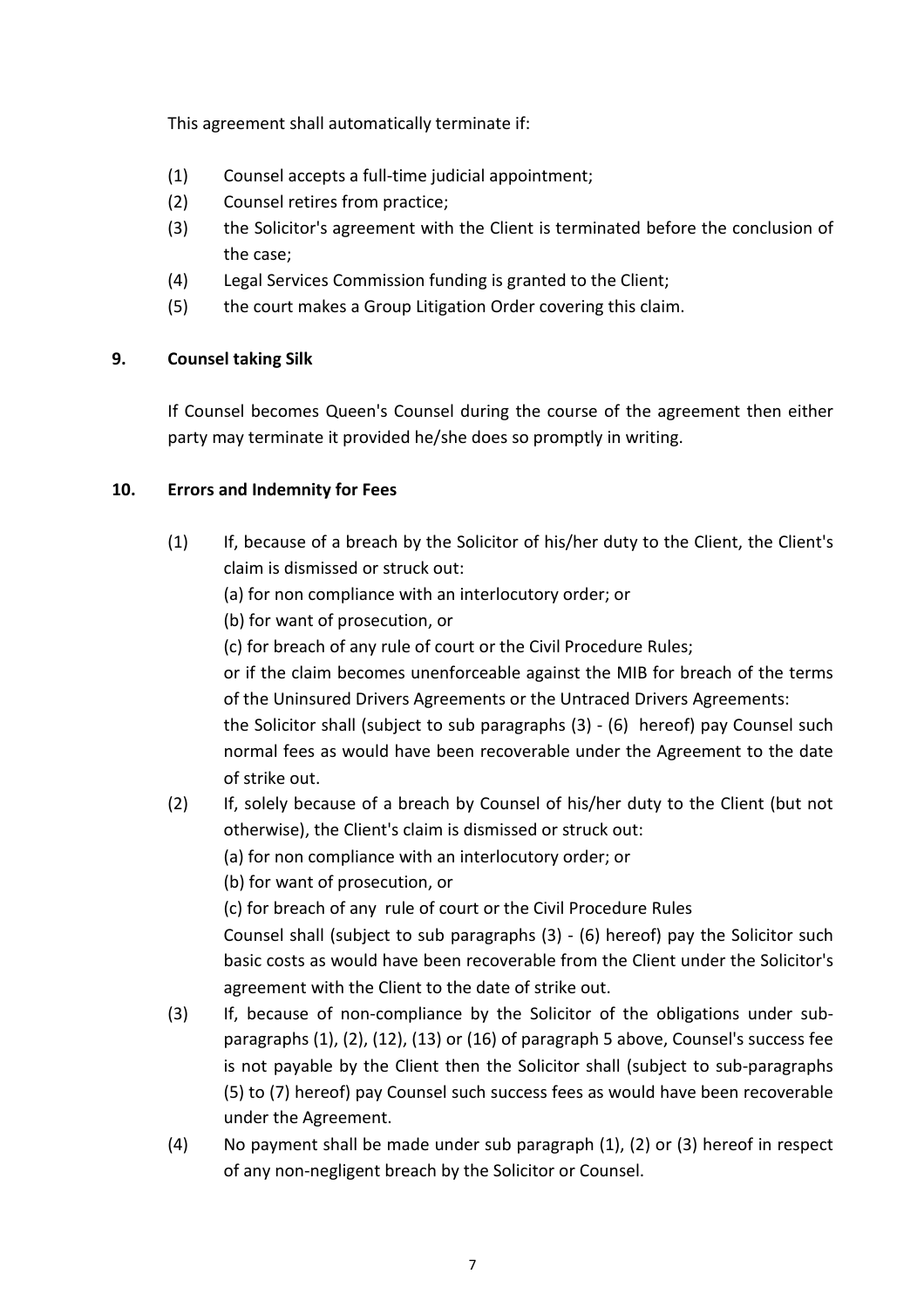This agreement shall automatically terminate if:

(1) Counsel accepts a full-time judicial appointment;

(2) Counsel retires from practice;

(3) the Solicitor's agreement with the Client is terminated before the conclusion of the case;

(4) Legal Services Commission funding is granted to the Client;

(5) the court makes a Group Litigation Order covering this claim.

## 9. Counsel taking Silk

If Counsel becomes Queen's Counsel during the course of the agreement then either party may terminate it provided he/she does so promptly in writing.

## 10. Errors and Indemnity for Fees

(1) If, because of a breach by the Solicitor of his/her duty to the Client, the Client's claim is dismissed or struck out:

(a) for non compliance with an interlocutory order; or

(b) for want of prosecution, or

(c) for breach of any rule of court or the Civil Procedure Rules;

or if the claim becomes unenforceable against the MIB for breach of the terms of the Uninsured Drivers Agreements or the Untraced Drivers Agreements:

the Solicitor shall (subject to sub paragraphs (3) - (6) hereof) pay Counsel such normal fees as would have been recoverable under the Agreement to the date of strike out.

(2) If, solely because of a breach by Counsel of his/her duty to the Client (but not otherwise), the Client's claim is dismissed or struck out:

(a) for non compliance with an interlocutory order; or

(b) for want of prosecution, or

(c) for breach of any rule of court or the Civil Procedure Rules

Counsel shall (subject to sub paragraphs (3) - (6) hereof) pay the Solicitor such basic costs as would have been recoverable from the Client under the Solicitor's agreement with the Client to the date of strike out.

(3) If, because of non-compliance by the Solicitor of the obligations under sub-paragraphs (1), (2), (12), (13) or (16) of paragraph 5 above, Counsel's success fee is not payable by the Client then the Solicitor shall (subject to sub-paragraphs (5) to (7) hereof) pay Counsel such success fees as would have been recoverable under the Agreement.

(4) No payment shall be made under sub paragraph (1), (2) or (3) hereof in respect of any non-negligent breach by the Solicitor or Counsel.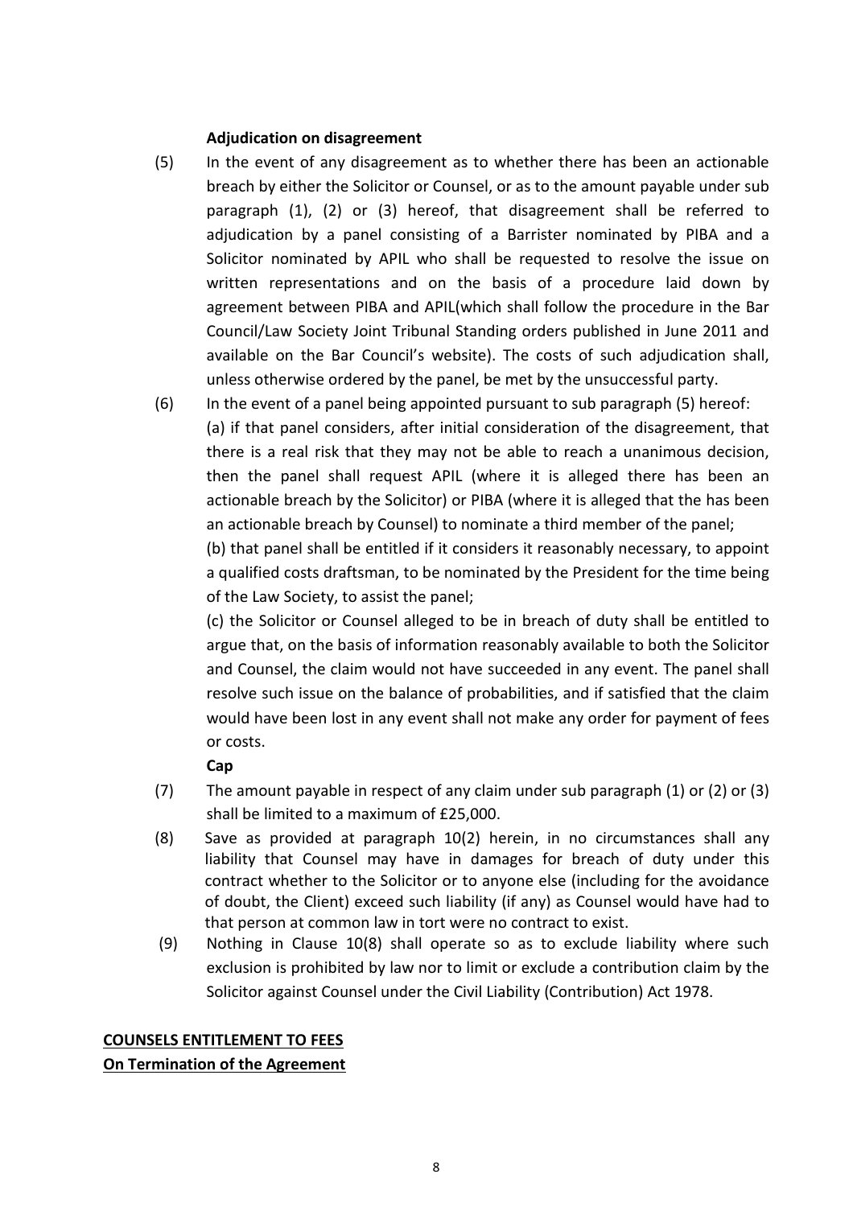**Adjudication on disagreement**

(5) In the event of any disagreement as to whether there has been an actionable breach by either the Solicitor or Counsel, or as to the amount payable under sub paragraph (1), (2) or (3) hereof, that disagreement shall be referred to adjudication by a panel consisting of a Barrister nominated by PIBA and a Solicitor nominated by APIL who shall be requested to resolve the issue on written representations and on the basis of a procedure laid down by agreement between PIBA and APIL(which shall follow the procedure in the Bar Council/Law Society Joint Tribunal Standing orders published in June 2011 and available on the Bar Council's website). The costs of such adjudication shall, unless otherwise ordered by the panel, be met by the unsuccessful party.

(6) In the event of a panel being appointed pursuant to sub paragraph (5) hereof:

(a) if that panel considers, after initial consideration of the disagreement, that there is a real risk that they may not be able to reach a unanimous decision, then the panel shall request APIL (where it is alleged there has been an actionable breach by the Solicitor) or PIBA (where it is alleged that the has been an actionable breach by Counsel) to nominate a third member of the panel;

(b) that panel shall be entitled if it considers it reasonably necessary, to appoint a qualified costs draftsman, to be nominated by the President for the time being of the Law Society, to assist the panel;

(c) the Solicitor or Counsel alleged to be in breach of duty shall be entitled to argue that, on the basis of information reasonably available to both the Solicitor and Counsel, the claim would not have succeeded in any event. The panel shall resolve such issue on the balance of probabilities, and if satisfied that the claim would have been lost in any event shall not make any order for payment of fees or costs.

**Cap**

(7) The amount payable in respect of any claim under sub paragraph (1) or (2) or (3) shall be limited to a maximum of £25,000.

(8) Save as provided at paragraph 10(2) herein, in no circumstances shall any liability that Counsel may have in damages for breach of duty under this contract whether to the Solicitor or to anyone else (including for the avoidance of doubt, the Client) exceed such liability (if any) as Counsel would have had to that person at common law in tort were no contract to exist.

(9) Nothing in Clause 10(8) shall operate so as to exclude liability where such exclusion is prohibited by law nor to limit or exclude a contribution claim by the Solicitor against Counsel under the Civil Liability (Contribution) Act 1978.

<u>**COUNSELS ENTITLEMENT TO FEES**</u>

<u>**On Termination of the Agreement**</u>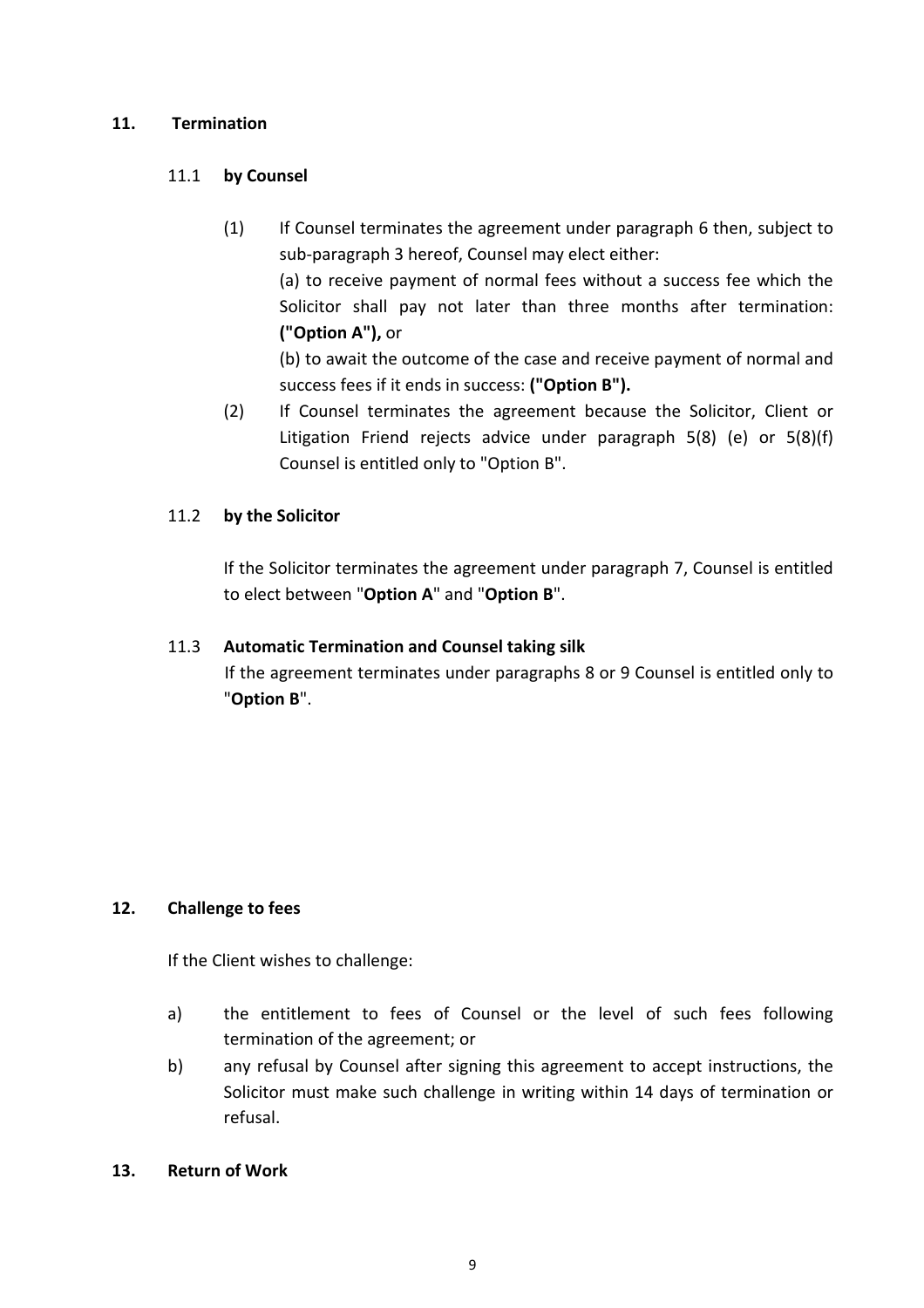## 11. Termination

### 11.1 **by Counsel**

(1) If Counsel terminates the agreement under paragraph 6 then, subject to sub-paragraph 3 hereof, Counsel may elect either:

(a) to receive payment of normal fees without a success fee which the Solicitor shall pay not later than three months after termination: **("Option A"),** or

(b) to await the outcome of the case and receive payment of normal and success fees if it ends in success: **("Option B").**

(2) If Counsel terminates the agreement because the Solicitor, Client or Litigation Friend rejects advice under paragraph 5(8) (e) or 5(8)(f) Counsel is entitled only to "Option B".

### 11.2 **by the Solicitor**

If the Solicitor terminates the agreement under paragraph 7, Counsel is entitled to elect between "**Option A**" and "**Option B**".

### 11.3 **Automatic Termination and Counsel taking silk**

If the agreement terminates under paragraphs 8 or 9 Counsel is entitled only to "**Option B**".

## 12. Challenge to fees

If the Client wishes to challenge:

a) the entitlement to fees of Counsel or the level of such fees following termination of the agreement; or

b) any refusal by Counsel after signing this agreement to accept instructions, the Solicitor must make such challenge in writing within 14 days of termination or refusal.

## 13. Return of Work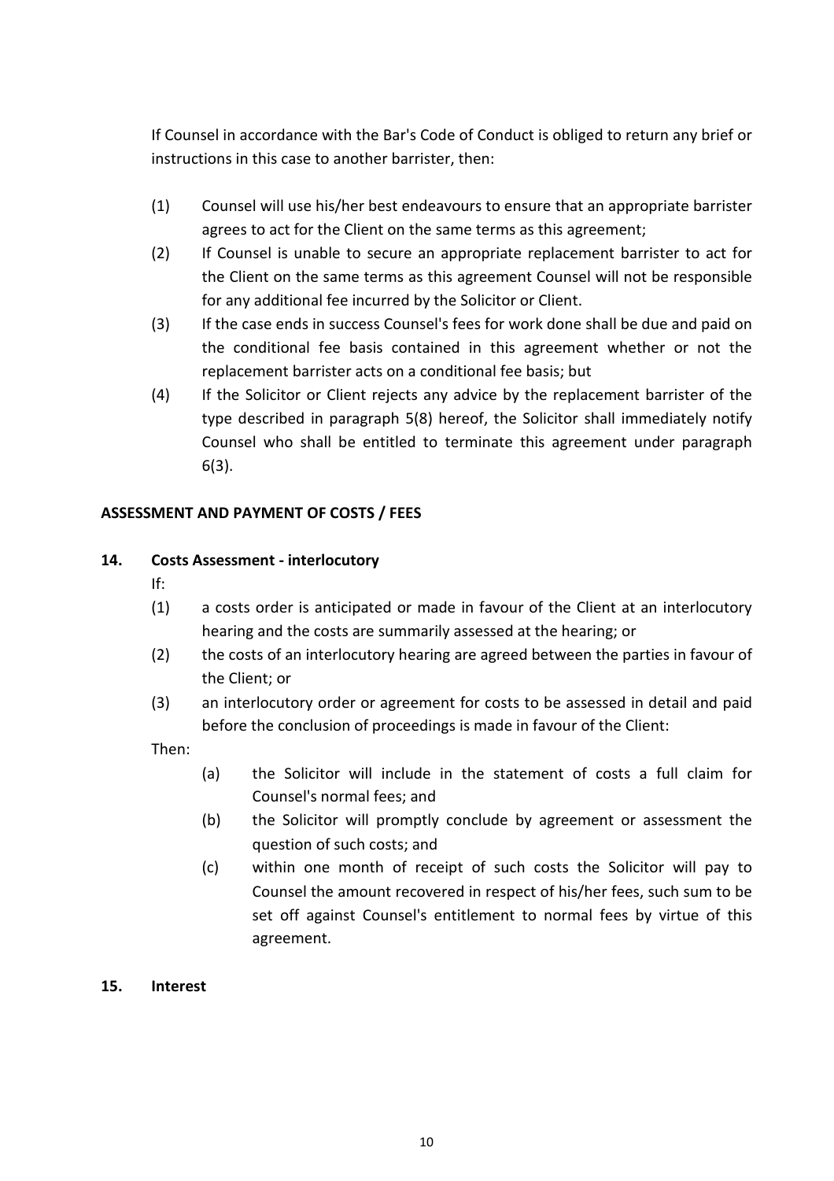If Counsel in accordance with the Bar's Code of Conduct is obliged to return any brief or instructions in this case to another barrister, then:

(1) Counsel will use his/her best endeavours to ensure that an appropriate barrister agrees to act for the Client on the same terms as this agreement;

(2) If Counsel is unable to secure an appropriate replacement barrister to act for the Client on the same terms as this agreement Counsel will not be responsible for any additional fee incurred by the Solicitor or Client.

(3) If the case ends in success Counsel's fees for work done shall be due and paid on the conditional fee basis contained in this agreement whether or not the replacement barrister acts on a conditional fee basis; but

(4) If the Solicitor or Client rejects any advice by the replacement barrister of the type described in paragraph 5(8) hereof, the Solicitor shall immediately notify Counsel who shall be entitled to terminate this agreement under paragraph 6(3).

**ASSESSMENT AND PAYMENT OF COSTS / FEES**

**14. Costs Assessment - interlocutory**

If:

(1) a costs order is anticipated or made in favour of the Client at an interlocutory hearing and the costs are summarily assessed at the hearing; or

(2) the costs of an interlocutory hearing are agreed between the parties in favour of the Client; or

(3) an interlocutory order or agreement for costs to be assessed in detail and paid before the conclusion of proceedings is made in favour of the Client:

Then:

(a) the Solicitor will include in the statement of costs a full claim for Counsel's normal fees; and

(b) the Solicitor will promptly conclude by agreement or assessment the question of such costs; and

(c) within one month of receipt of such costs the Solicitor will pay to Counsel the amount recovered in respect of his/her fees, such sum to be set off against Counsel's entitlement to normal fees by virtue of this agreement.

**15. Interest**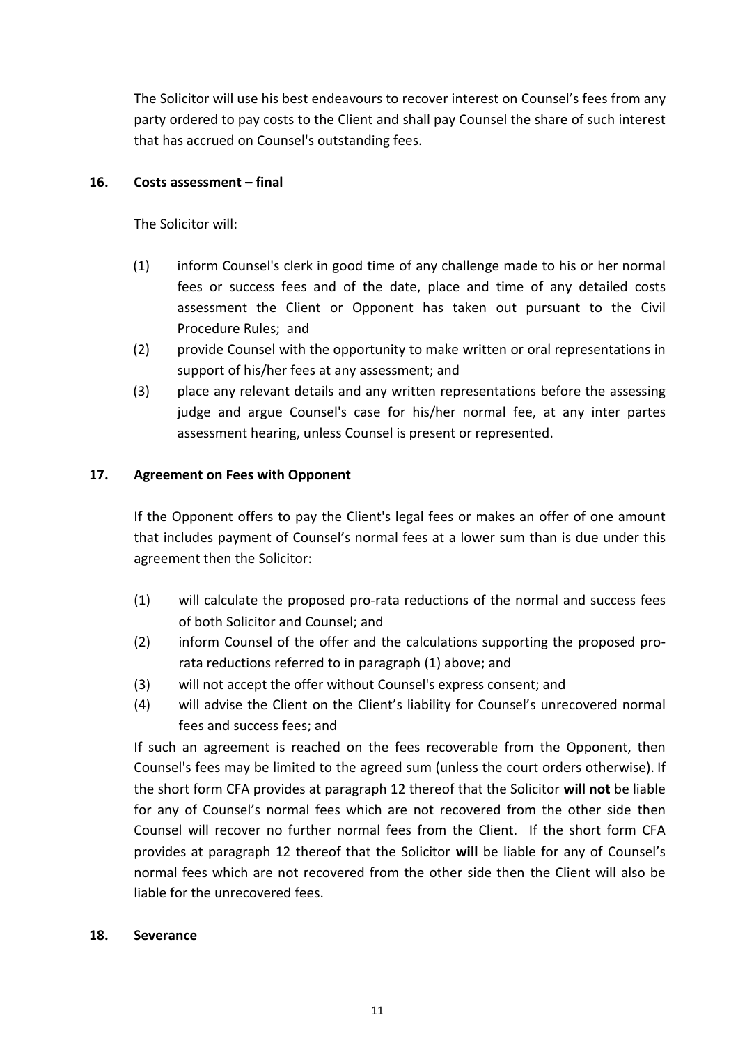The Solicitor will use his best endeavours to recover interest on Counsel's fees from any party ordered to pay costs to the Client and shall pay Counsel the share of such interest that has accrued on Counsel's outstanding fees.

**16. Costs assessment – final**

The Solicitor will:

(1) inform Counsel's clerk in good time of any challenge made to his or her normal fees or success fees and of the date, place and time of any detailed costs assessment the Client or Opponent has taken out pursuant to the Civil Procedure Rules; and

(2) provide Counsel with the opportunity to make written or oral representations in support of his/her fees at any assessment; and

(3) place any relevant details and any written representations before the assessing judge and argue Counsel's case for his/her normal fee, at any inter partes assessment hearing, unless Counsel is present or represented.

**17. Agreement on Fees with Opponent**

If the Opponent offers to pay the Client's legal fees or makes an offer of one amount that includes payment of Counsel's normal fees at a lower sum than is due under this agreement then the Solicitor:

(1) will calculate the proposed pro-rata reductions of the normal and success fees of both Solicitor and Counsel; and

(2) inform Counsel of the offer and the calculations supporting the proposed pro-rata reductions referred to in paragraph (1) above; and

(3) will not accept the offer without Counsel's express consent; and

(4) will advise the Client on the Client's liability for Counsel's unrecovered normal fees and success fees; and

If such an agreement is reached on the fees recoverable from the Opponent, then Counsel's fees may be limited to the agreed sum (unless the court orders otherwise). If the short form CFA provides at paragraph 12 thereof that the Solicitor **will not** be liable for any of Counsel's normal fees which are not recovered from the other side then Counsel will recover no further normal fees from the Client. If the short form CFA provides at paragraph 12 thereof that the Solicitor **will** be liable for any of Counsel's normal fees which are not recovered from the other side then the Client will also be liable for the unrecovered fees.

**18. Severance**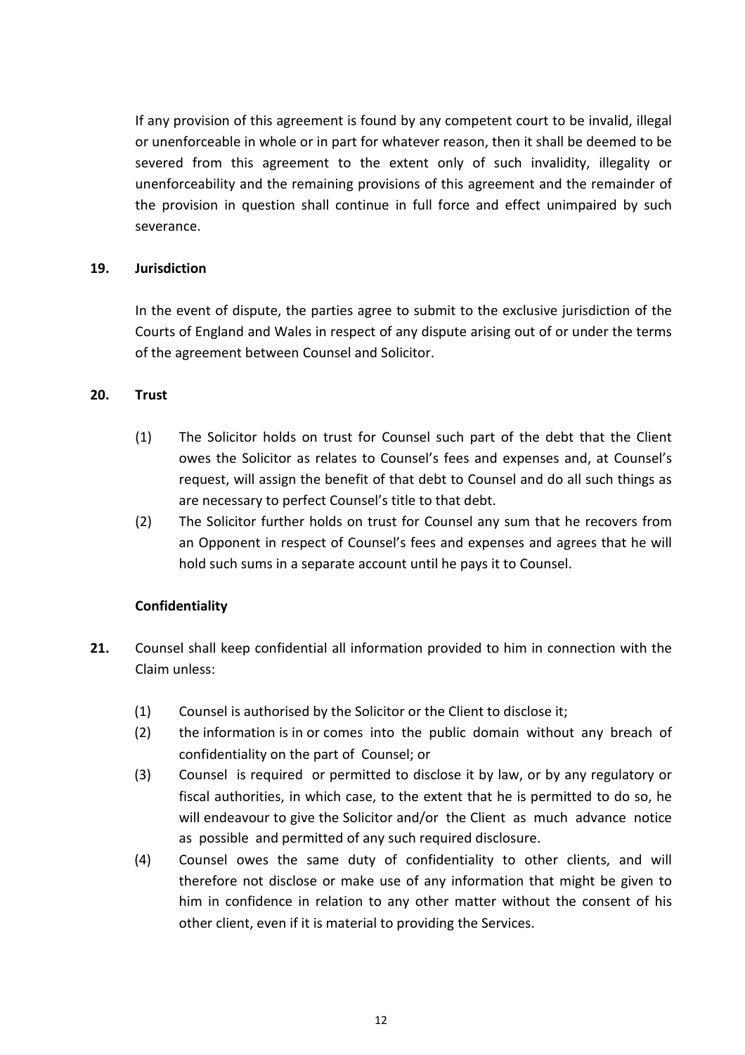If any provision of this agreement is found by any competent court to be invalid, illegal or unenforceable in whole or in part for whatever reason, then it shall be deemed to be severed from this agreement to the extent only of such invalidity, illegality or unenforceability and the remaining provisions of this agreement and the remainder of the provision in question shall continue in full force and effect unimpaired by such severance.

**19. Jurisdiction**

In the event of dispute, the parties agree to submit to the exclusive jurisdiction of the Courts of England and Wales in respect of any dispute arising out of or under the terms of the agreement between Counsel and Solicitor.

**20. Trust**

(1) The Solicitor holds on trust for Counsel such part of the debt that the Client owes the Solicitor as relates to Counsel's fees and expenses and, at Counsel's request, will assign the benefit of that debt to Counsel and do all such things as are necessary to perfect Counsel's title to that debt.

(2) The Solicitor further holds on trust for Counsel any sum that he recovers from an Opponent in respect of Counsel's fees and expenses and agrees that he will hold such sums in a separate account until he pays it to Counsel.

**Confidentiality**

**21.** Counsel shall keep confidential all information provided to him in connection with the Claim unless:

(1) Counsel is authorised by the Solicitor or the Client to disclose it;

(2) the information is in or comes into the public domain without any breach of confidentiality on the part of Counsel; or

(3) Counsel is required or permitted to disclose it by law, or by any regulatory or fiscal authorities, in which case, to the extent that he is permitted to do so, he will endeavour to give the Solicitor and/or the Client as much advance notice as possible and permitted of any such required disclosure.

(4) Counsel owes the same duty of confidentiality to other clients, and will therefore not disclose or make use of any information that might be given to him in confidence in relation to any other matter without the consent of his other client, even if it is material to providing the Services.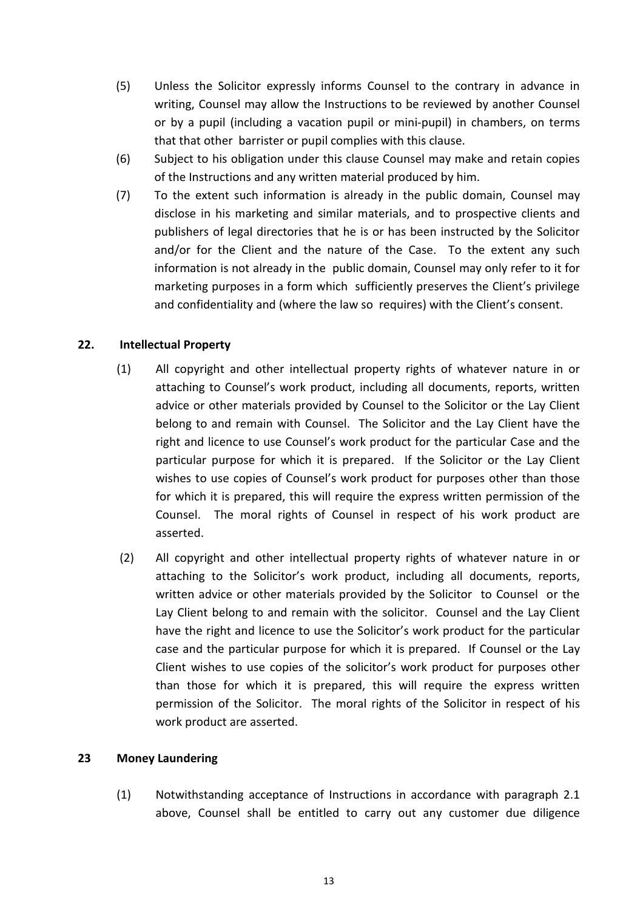(5) Unless the Solicitor expressly informs Counsel to the contrary in advance in writing, Counsel may allow the Instructions to be reviewed by another Counsel or by a pupil (including a vacation pupil or mini-pupil) in chambers, on terms that that other barrister or pupil complies with this clause.

(6) Subject to his obligation under this clause Counsel may make and retain copies of the Instructions and any written material produced by him.

(7) To the extent such information is already in the public domain, Counsel may disclose in his marketing and similar materials, and to prospective clients and publishers of legal directories that he is or has been instructed by the Solicitor and/or for the Client and the nature of the Case. To the extent any such information is not already in the public domain, Counsel may only refer to it for marketing purposes in a form which sufficiently preserves the Client's privilege and confidentiality and (where the law so requires) with the Client's consent.

**22. Intellectual Property**

(1) All copyright and other intellectual property rights of whatever nature in or attaching to Counsel's work product, including all documents, reports, written advice or other materials provided by Counsel to the Solicitor or the Lay Client belong to and remain with Counsel. The Solicitor and the Lay Client have the right and licence to use Counsel's work product for the particular Case and the particular purpose for which it is prepared. If the Solicitor or the Lay Client wishes to use copies of Counsel's work product for purposes other than those for which it is prepared, this will require the express written permission of the Counsel. The moral rights of Counsel in respect of his work product are asserted.

(2) All copyright and other intellectual property rights of whatever nature in or attaching to the Solicitor's work product, including all documents, reports, written advice or other materials provided by the Solicitor to Counsel or the Lay Client belong to and remain with the solicitor. Counsel and the Lay Client have the right and licence to use the Solicitor's work product for the particular case and the particular purpose for which it is prepared. If Counsel or the Lay Client wishes to use copies of the solicitor's work product for purposes other than those for which it is prepared, this will require the express written permission of the Solicitor. The moral rights of the Solicitor in respect of his work product are asserted.

**23 Money Laundering**

(1) Notwithstanding acceptance of Instructions in accordance with paragraph 2.1 above, Counsel shall be entitled to carry out any customer due diligence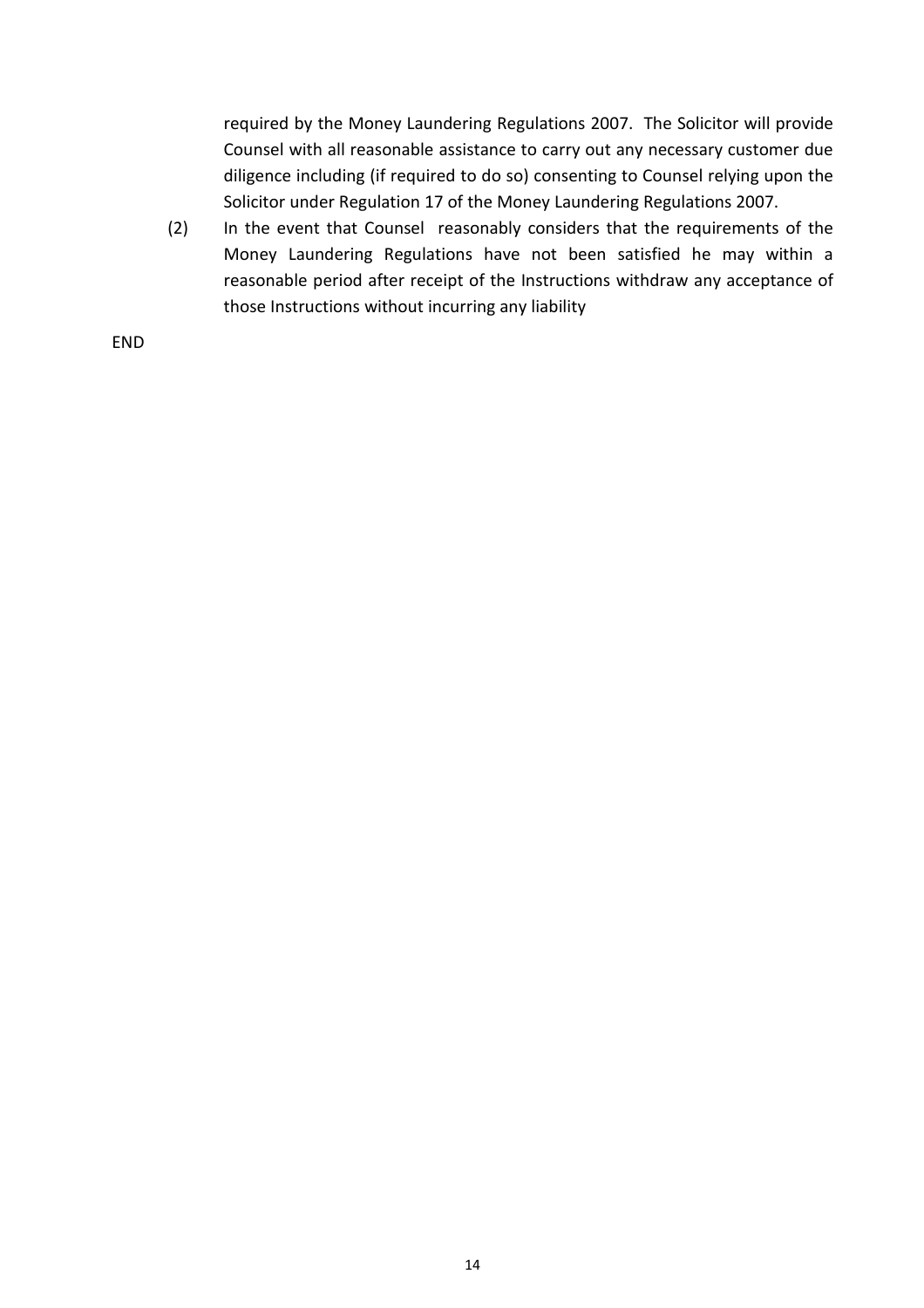required by the Money Laundering Regulations 2007. The Solicitor will provide Counsel with all reasonable assistance to carry out any necessary customer due diligence including (if required to do so) consenting to Counsel relying upon the Solicitor under Regulation 17 of the Money Laundering Regulations 2007.

(2) In the event that Counsel reasonably considers that the requirements of the Money Laundering Regulations have not been satisfied he may within a reasonable period after receipt of the Instructions withdraw any acceptance of those Instructions without incurring any liability

END